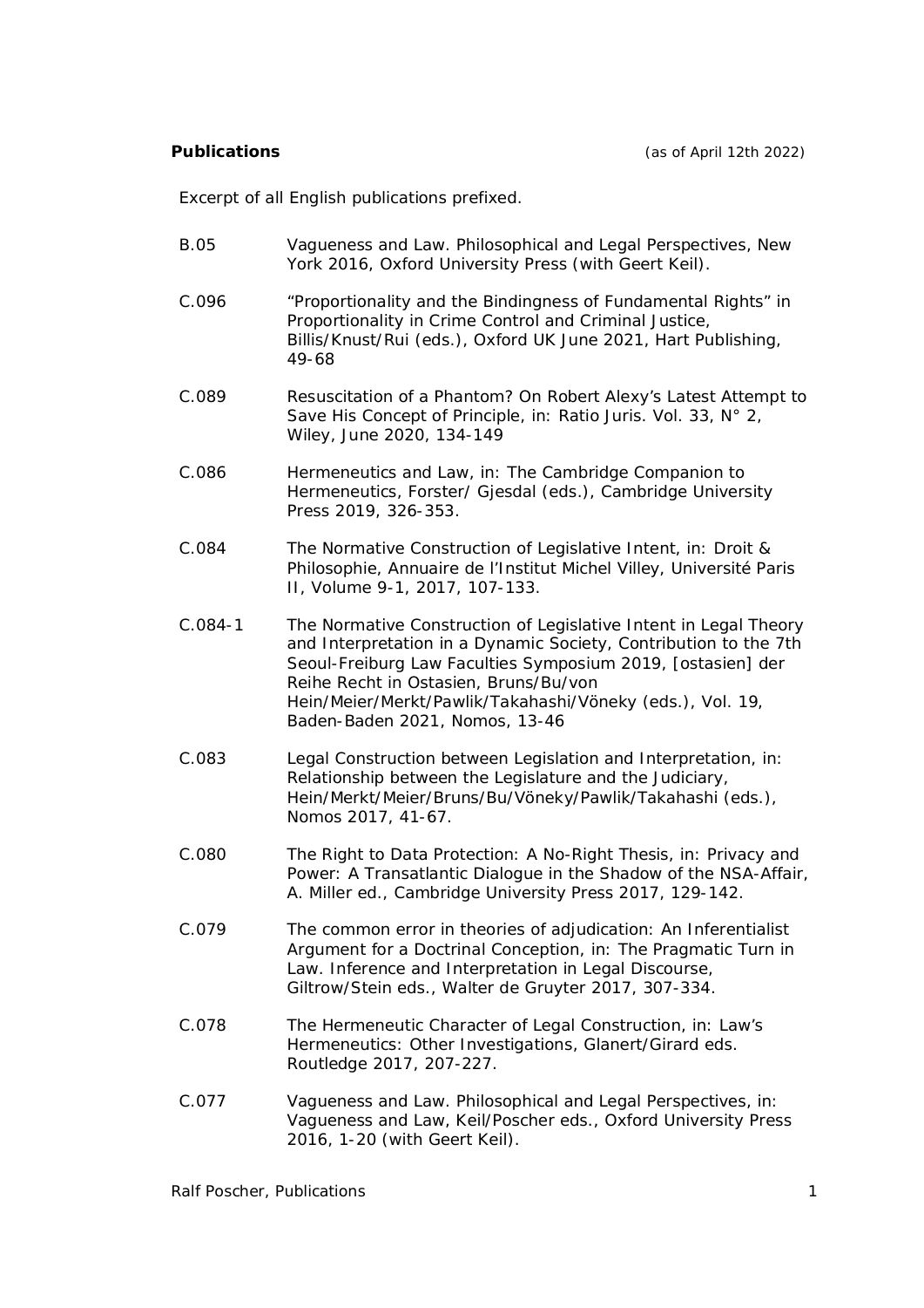**Publications** *(as of April 12th 2022)*

*Excerpt of all English publications prefixed.*

| | |
|---|---|
| B.05 | Vagueness and Law. Philosophical and Legal Perspectives, New York 2016, Oxford University Press (with Geert Keil). |
| C.096 | "Proportionality and the Bindingness of Fundamental Rights" in Proportionality in Crime Control and Criminal Justice, Billis/Knust/Rui (eds.), Oxford UK June 2021, Hart Publishing, 49-68 |
| C.089 | Resuscitation of a Phantom? On Robert Alexy's Latest Attempt to Save His Concept of Principle, in: Ratio Juris. Vol. 33, N° 2, Wiley, June 2020, 134-149 |
| C.086 | Hermeneutics and Law, in: The Cambridge Companion to Hermeneutics, Forster/ Gjesdal (eds.), Cambridge University Press 2019, 326-353. |
| C.084 | The Normative Construction of Legislative Intent, in: Droit & Philosophie, Annuaire de l'Institut Michel Villey, Université Paris II, Volume 9-1, 2017, 107-133. |
| C.084-1 | The Normative Construction of Legislative Intent in Legal Theory and Interpretation in a Dynamic Society, Contribution to the 7th Seoul-Freiburg Law Faculties Symposium 2019, [ostasien] der Reihe Recht in Ostasien, Bruns/Bu/von Hein/Meier/Merkt/Pawlik/Takahashi/Vöneky (eds.), Vol. 19, Baden-Baden 2021, Nomos, 13-46 |
| C.083 | Legal Construction between Legislation and Interpretation, in: Relationship between the Legislature and the Judiciary, Hein/Merkt/Meier/Bruns/Bu/Vöneky/Pawlik/Takahashi (eds.), Nomos 2017, 41-67. |
| C.080 | The Right to Data Protection: A No-Right Thesis, in: Privacy and Power: A Transatlantic Dialogue in the Shadow of the NSA-Affair, A. Miller ed., Cambridge University Press 2017, 129-142. |
| C.079 | The common error in theories of adjudication: An Inferentialist Argument for a Doctrinal Conception, in: The Pragmatic Turn in Law. Inference and Interpretation in Legal Discourse, Giltrow/Stein eds., Walter de Gruyter 2017, 307-334. |
| C.078 | The Hermeneutic Character of Legal Construction, in: Law's Hermeneutics: Other Investigations, Glanert/Girard eds. Routledge 2017, 207-227. |
| C.077 | Vagueness and Law. Philosophical and Legal Perspectives, in: Vagueness and Law, Keil/Poscher eds., Oxford University Press 2016, 1-20 (with Geert Keil). |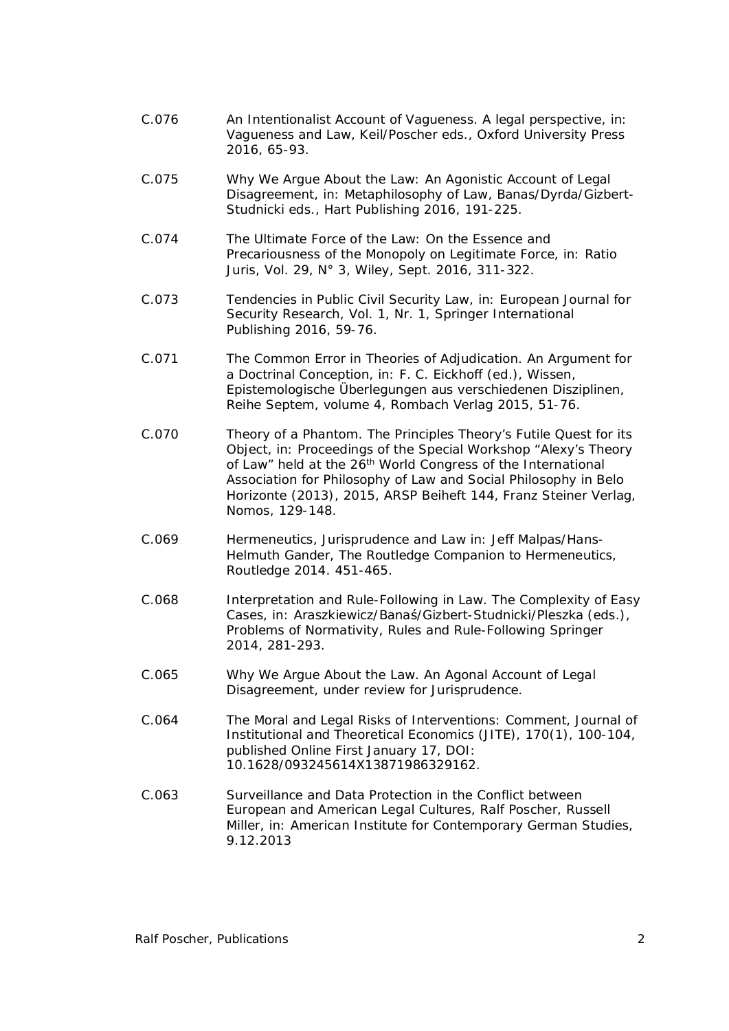C.076 An Intentionalist Account of Vagueness. A legal perspective, in: Vagueness and Law, Keil/Poscher eds., Oxford University Press 2016, 65-93.

C.075 Why We Argue About the Law: An Agonistic Account of Legal Disagreement, in: Metaphilosophy of Law, Banas/Dyrda/Gizbert-Studnicki eds., Hart Publishing 2016, 191-225.

C.074 The Ultimate Force of the Law: On the Essence and Precariousness of the Monopoly on Legitimate Force, in: Ratio Juris, Vol. 29, N° 3, Wiley, Sept. 2016, 311-322.

C.073 Tendencies in Public Civil Security Law, in: European Journal for Security Research, Vol. 1, Nr. 1, Springer International Publishing 2016, 59-76.

C.071 The Common Error in Theories of Adjudication. An Argument for a Doctrinal Conception, in: F. C. Eickhoff (ed.), Wissen, Epistemologische Überlegungen aus verschiedenen Disziplinen, Reihe Septem, volume 4, Rombach Verlag 2015, 51-76.

C.070 Theory of a Phantom. The Principles Theory's Futile Quest for its Object, in: Proceedings of the Special Workshop "Alexy's Theory of Law" held at the 26th World Congress of the International Association for Philosophy of Law and Social Philosophy in Belo Horizonte (2013), 2015, ARSP Beiheft 144, Franz Steiner Verlag, Nomos, 129-148.

C.069 Hermeneutics, Jurisprudence and Law in: Jeff Malpas/Hans-Helmuth Gander, The Routledge Companion to Hermeneutics, Routledge 2014. 451-465.

C.068 Interpretation and Rule-Following in Law. The Complexity of Easy Cases, in: Araszkiewicz/Banaś/Gizbert-Studnicki/Pleszka (eds.), Problems of Normativity, Rules and Rule-Following Springer 2014, 281-293.

C.065 Why We Argue About the Law. An Agonal Account of Legal Disagreement, under review for Jurisprudence.

C.064 The Moral and Legal Risks of Interventions: Comment, Journal of Institutional and Theoretical Economics (JITE), 170(1), 100-104, published Online First January 17, DOI: 10.1628/093245614X13871986329162.

C.063 Surveillance and Data Protection in the Conflict between European and American Legal Cultures, Ralf Poscher, Russell Miller, in: American Institute for Contemporary German Studies, 9.12.2013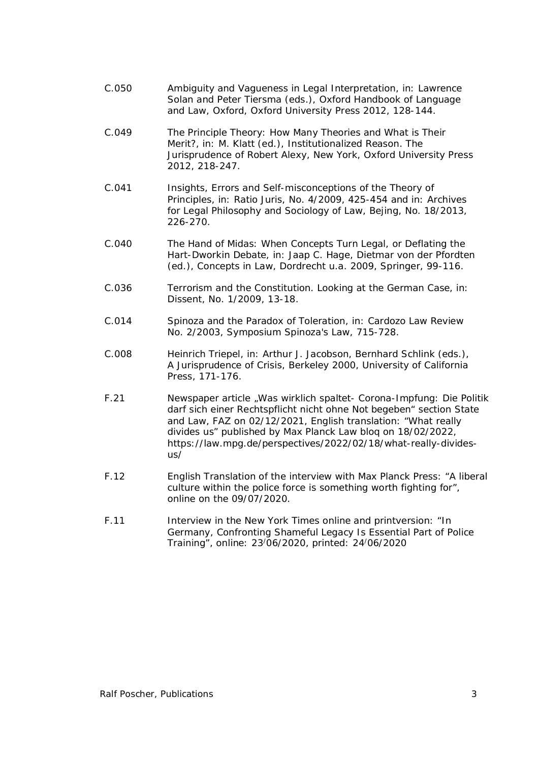C.050 Ambiguity and Vagueness in Legal Interpretation, in: Lawrence Solan and Peter Tiersma (eds.), Oxford Handbook of Language and Law, Oxford, Oxford University Press 2012, 128-144.

C.049 The Principle Theory: How Many Theories and What is Their Merit?, in: M. Klatt (ed.), Institutionalized Reason. The Jurisprudence of Robert Alexy, New York, Oxford University Press 2012, 218-247.

C.041 Insights, Errors and Self-misconceptions of the Theory of Principles, in: Ratio Juris, No. 4/2009, 425-454 and in: Archives for Legal Philosophy and Sociology of Law, Bejing, No. 18/2013, 226-270.

C.040 The Hand of Midas: When Concepts Turn Legal, or Deflating the Hart-Dworkin Debate, in: Jaap C. Hage, Dietmar von der Pfordten (ed.), Concepts in Law, Dordrecht u.a. 2009, Springer, 99-116.

C.036 Terrorism and the Constitution. Looking at the German Case, in: Dissent, No. 1/2009, 13-18.

C.014 Spinoza and the Paradox of Toleration, in: Cardozo Law Review No. 2/2003, Symposium Spinoza's Law, 715-728.

C.008 Heinrich Triepel, in: Arthur J. Jacobson, Bernhard Schlink (eds.), A Jurisprudence of Crisis, Berkeley 2000, University of California Press, 171-176.

F.21 Newspaper article „Was wirklich spaltet- Corona-Impfung: Die Politik darf sich einer Rechtspflicht nicht ohne Not begeben" section State and Law, FAZ on 02/12/2021, English translation: "What really divides us" published by Max Planck Law bloq on 18/02/2022, https://law.mpg.de/perspectives/2022/02/18/what-really-divides-us/

F.12 English Translation of the interview with Max Planck Press: "A liberal culture within the police force is something worth fighting for", online on the 09/07/2020.

F.11 Interview in the New York Times online and printversion: "In Germany, Confronting Shameful Legacy Is Essential Part of Police Training", online: 23/06/2020, printed: 24/06/2020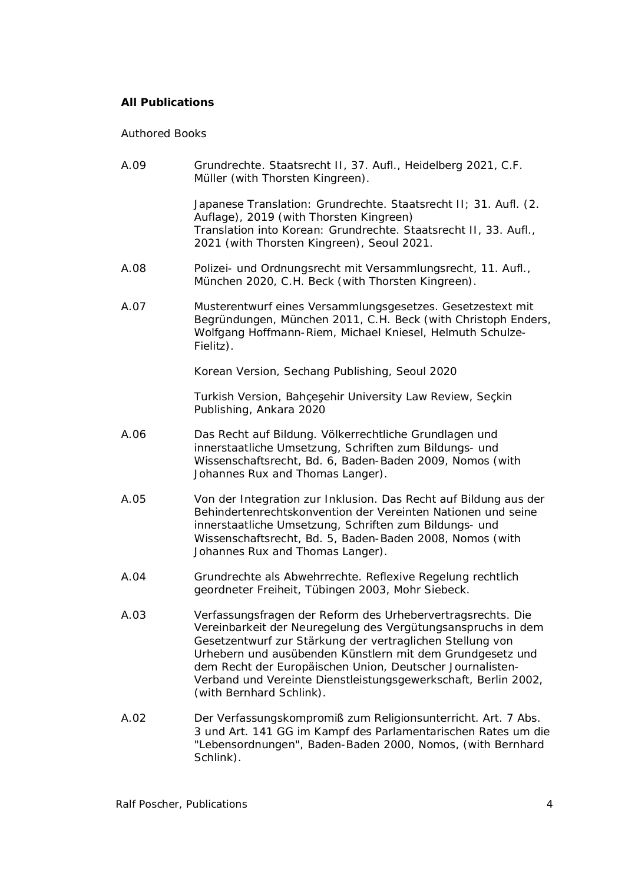**All Publications**

Authored Books

A.09 Grundrechte. Staatsrecht II, 37. Aufl., Heidelberg 2021, C.F. Müller (with Thorsten Kingreen).

Japanese Translation: Grundrechte. Staatsrecht II; 31. Aufl. (2. Auflage), 2019 (with Thorsten Kingreen)
Translation into Korean: Grundrechte. Staatsrecht II, 33. Aufl., 2021 (with Thorsten Kingreen), Seoul 2021.

A.08 Polizei- und Ordnungsrecht mit Versammlungsrecht, 11. Aufl., München 2020, C.H. Beck (with Thorsten Kingreen).

A.07 Musterentwurf eines Versammlungsgesetzes. Gesetzestext mit Begründungen, München 2011, C.H. Beck (with Christoph Enders, Wolfgang Hoffmann-Riem, Michael Kniesel, Helmuth Schulze-Fielitz).

Korean Version, Sechang Publishing, Seoul 2020

Turkish Version, Bahçeşehir University Law Review, Seçkin Publishing, Ankara 2020

A.06 Das Recht auf Bildung. Völkerrechtliche Grundlagen und innerstaatliche Umsetzung, Schriften zum Bildungs- und Wissenschaftsrecht, Bd. 6, Baden-Baden 2009, Nomos (with Johannes Rux and Thomas Langer).

A.05 Von der Integration zur Inklusion. Das Recht auf Bildung aus der Behindertenrechtskonvention der Vereinten Nationen und seine innerstaatliche Umsetzung, Schriften zum Bildungs- und Wissenschaftsrecht, Bd. 5, Baden-Baden 2008, Nomos (with Johannes Rux and Thomas Langer).

A.04 Grundrechte als Abwehrrechte. Reflexive Regelung rechtlich geordneter Freiheit, Tübingen 2003, Mohr Siebeck.

A.03 Verfassungsfragen der Reform des Urhebervertragsrechts. Die Vereinbarkeit der Neuregelung des Vergütungsanspruchs in dem Gesetzentwurf zur Stärkung der vertraglichen Stellung von Urhebern und ausübenden Künstlern mit dem Grundgesetz und dem Recht der Europäischen Union, Deutscher Journalisten-Verband und Vereinte Dienstleistungsgewerkschaft, Berlin 2002, (with Bernhard Schlink).

A.02 Der Verfassungskompromiß zum Religionsunterricht. Art. 7 Abs. 3 und Art. 141 GG im Kampf des Parlamentarischen Rates um die "Lebensordnungen", Baden-Baden 2000, Nomos, (with Bernhard Schlink).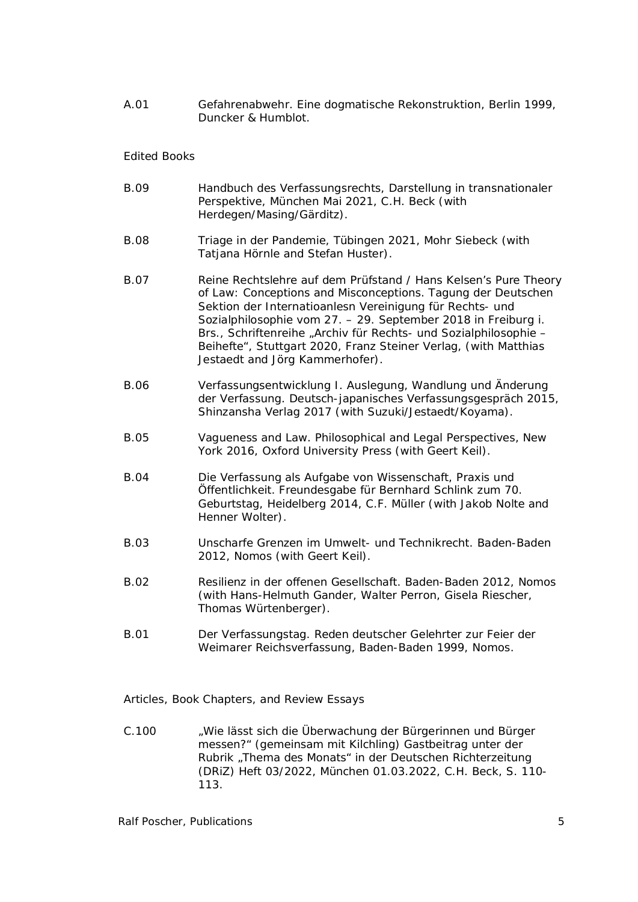A.01 Gefahrenabwehr. Eine dogmatische Rekonstruktion, Berlin 1999, Duncker & Humblot.

## Edited Books

B.09 Handbuch des Verfassungsrechts, Darstellung in transnationaler Perspektive, München Mai 2021, C.H. Beck (with Herdegen/Masing/Gärditz).

B.08 Triage in der Pandemie, Tübingen 2021, Mohr Siebeck (with Tatjana Hörnle and Stefan Huster).

B.07 Reine Rechtslehre auf dem Prüfstand / Hans Kelsen's Pure Theory of Law: Conceptions and Misconceptions. Tagung der Deutschen Sektion der Internatioanlesn Vereinigung für Rechts- und Sozialphilosophie vom 27. – 29. September 2018 in Freiburg i. Brs., Schriftenreihe „Archiv für Rechts- und Sozialphilosophie – Beihefte", Stuttgart 2020, Franz Steiner Verlag, (with Matthias Jestaedt and Jörg Kammerhofer).

B.06 Verfassungsentwicklung I. Auslegung, Wandlung und Änderung der Verfassung. Deutsch-japanisches Verfassungsgespräch 2015, Shinzansha Verlag 2017 (with Suzuki/Jestaedt/Koyama).

B.05 Vagueness and Law. Philosophical and Legal Perspectives, New York 2016, Oxford University Press (with Geert Keil).

B.04 Die Verfassung als Aufgabe von Wissenschaft, Praxis und Öffentlichkeit. Freundesgabe für Bernhard Schlink zum 70. Geburtstag, Heidelberg 2014, C.F. Müller (with Jakob Nolte and Henner Wolter).

B.03 Unscharfe Grenzen im Umwelt- und Technikrecht. Baden-Baden 2012, Nomos (with Geert Keil).

B.02 Resilienz in der offenen Gesellschaft. Baden-Baden 2012, Nomos (with Hans-Helmuth Gander, Walter Perron, Gisela Riescher, Thomas Würtenberger).

B.01 Der Verfassungstag. Reden deutscher Gelehrter zur Feier der Weimarer Reichsverfassung, Baden-Baden 1999, Nomos.

## Articles, Book Chapters, and Review Essays

C.100 „Wie lässt sich die Überwachung der Bürgerinnen und Bürger messen?" (gemeinsam mit Kilchling) Gastbeitrag unter der Rubrik „Thema des Monats" in der Deutschen Richterzeitung (DRiZ) Heft 03/2022, München 01.03.2022, C.H. Beck, S. 110-113.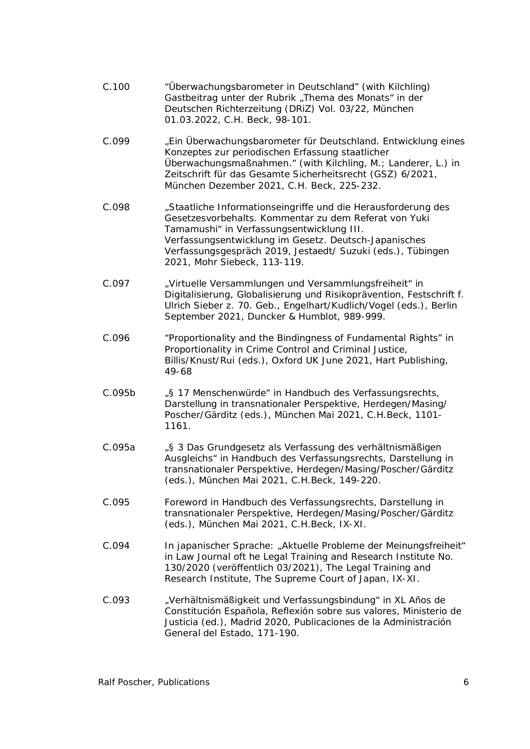C.100 "Überwachungsbarometer in Deutschland" (with Kilchling) Gastbeitrag unter der Rubrik „Thema des Monats" in der Deutschen Richterzeitung (DRiZ) Vol. 03/22, München 01.03.2022, C.H. Beck, 98-101.

C.099 „Ein Überwachungsbarometer für Deutschland. Entwicklung eines Konzeptes zur periodischen Erfassung staatlicher Überwachungsmaßnahmen." (with Kilchling, M.; Landerer, L.) in Zeitschrift für das Gesamte Sicherheitsrecht (GSZ) 6/2021, München Dezember 2021, C.H. Beck, 225-232.

C.098 „Staatliche Informationseingriffe und die Herausforderung des Gesetzesvorbehalts. Kommentar zu dem Referat von Yuki Tamamushi" in Verfassungsentwicklung III. Verfassungsentwicklung im Gesetz. Deutsch-Japanisches Verfassungsgespräch 2019, Jestaedt/ Suzuki (eds.), Tübingen 2021, Mohr Siebeck, 113-119.

C.097 „Virtuelle Versammlungen und Versammlungsfreiheit" in Digitalisierung, Globalisierung und Risikoprävention, Festschrift f. Ulrich Sieber z. 70. Geb., Engelhart/Kudlich/Vogel (eds.), Berlin September 2021, Duncker & Humblot, 989-999.

C.096 "Proportionality and the Bindingness of Fundamental Rights" in Proportionality in Crime Control and Criminal Justice, Billis/Knust/Rui (eds.), Oxford UK June 2021, Hart Publishing, 49-68

C.095b „§ 17 Menschenwürde" in Handbuch des Verfassungsrechts, Darstellung in transnationaler Perspektive, Herdegen/Masing/ Poscher/Gärditz (eds.), München Mai 2021, C.H.Beck, 1101-1161.

C.095a „§ 3 Das Grundgesetz als Verfassung des verhältnismäßigen Ausgleichs" in Handbuch des Verfassungsrechts, Darstellung in transnationaler Perspektive, Herdegen/Masing/Poscher/Gärditz (eds.), München Mai 2021, C.H.Beck, 149-220.

C.095 Foreword in Handbuch des Verfassungsrechts, Darstellung in transnationaler Perspektive, Herdegen/Masing/Poscher/Gärditz (eds.), München Mai 2021, C.H.Beck, IX-XI.

C.094 In japanischer Sprache: „Aktuelle Probleme der Meinungsfreiheit" in Law Journal oft he Legal Training and Research Institute No. 130/2020 (veröffentlich 03/2021), The Legal Training and Research Institute, The Supreme Court of Japan, IX-XI.

C.093 „Verhältnismäßigkeit und Verfassungsbindung" in XL Años de Constitución Española, Reflexión sobre sus valores, Ministerio de Justicia (ed.), Madrid 2020, Publicaciones de la Administración General del Estado, 171-190.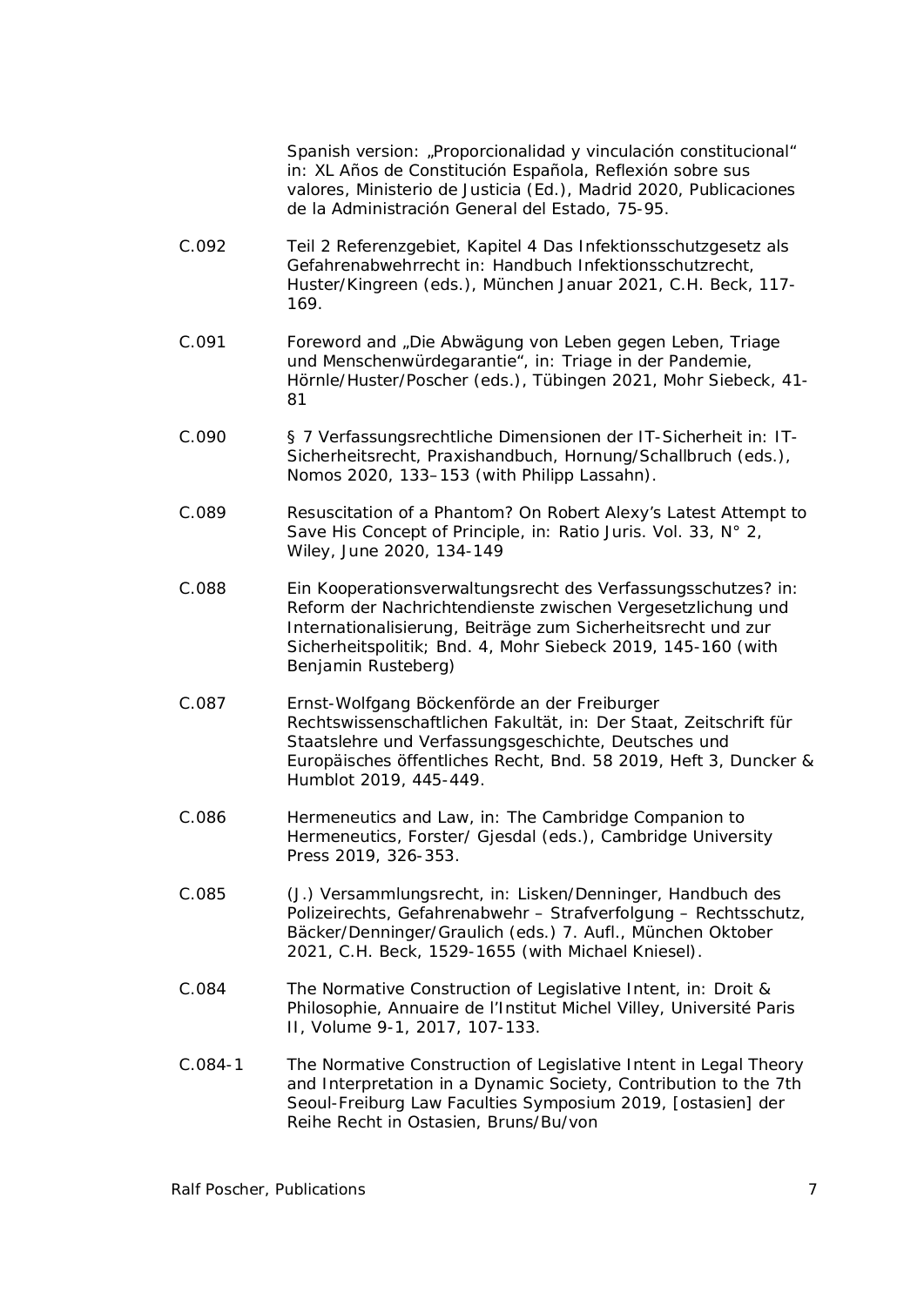Spanish version: „Proporcionalidad y vinculación constitucional" in: XL Años de Constitución Española, Reflexión sobre sus valores, Ministerio de Justicia (Ed.), Madrid 2020, Publicaciones de la Administración General del Estado, 75-95.

C.092 Teil 2 Referenzgebiet, Kapitel 4 Das Infektionsschutzgesetz als Gefahrenabwehrrecht in: Handbuch Infektionsschutzrecht, Huster/Kingreen (eds.), München Januar 2021, C.H. Beck, 117-169.

C.091 Foreword and „Die Abwägung von Leben gegen Leben, Triage und Menschenwürdegarantie", in: Triage in der Pandemie, Hörnle/Huster/Poscher (eds.), Tübingen 2021, Mohr Siebeck, 41-81

C.090 § 7 Verfassungsrechtliche Dimensionen der IT-Sicherheit in: IT-Sicherheitsrecht, Praxishandbuch, Hornung/Schallbruch (eds.), Nomos 2020, 133–153 (with Philipp Lassahn).

C.089 Resuscitation of a Phantom? On Robert Alexy's Latest Attempt to Save His Concept of Principle, in: Ratio Juris. Vol. 33, N° 2, Wiley, June 2020, 134-149

C.088 Ein Kooperationsverwaltungsrecht des Verfassungsschutzes? in: Reform der Nachrichtendienste zwischen Vergesetzlichung und Internationalisierung, Beiträge zum Sicherheitsrecht und zur Sicherheitspolitik; Bnd. 4, Mohr Siebeck 2019, 145-160 (with Benjamin Rusteberg)

C.087 Ernst-Wolfgang Böckenförde an der Freiburger Rechtswissenschaftlichen Fakultät, in: Der Staat, Zeitschrift für Staatslehre und Verfassungsgeschichte, Deutsches und Europäisches öffentliches Recht, Bnd. 58 2019, Heft 3, Duncker & Humblot 2019, 445-449.

C.086 Hermeneutics and Law, in: The Cambridge Companion to Hermeneutics, Forster/ Gjesdal (eds.), Cambridge University Press 2019, 326-353.

C.085 (J.) Versammlungsrecht, in: Lisken/Denninger, Handbuch des Polizeirechts, Gefahrenabwehr – Strafverfolgung – Rechtsschutz, Bäcker/Denninger/Graulich (eds.) 7. Aufl., München Oktober 2021, C.H. Beck, 1529-1655 (with Michael Kniesel).

C.084 The Normative Construction of Legislative Intent, in: Droit & Philosophie, Annuaire de l'Institut Michel Villey, Université Paris II, Volume 9-1, 2017, 107-133.

C.084-1 The Normative Construction of Legislative Intent in Legal Theory and Interpretation in a Dynamic Society, Contribution to the 7th Seoul-Freiburg Law Faculties Symposium 2019, [ostasien] der Reihe Recht in Ostasien, Bruns/Bu/von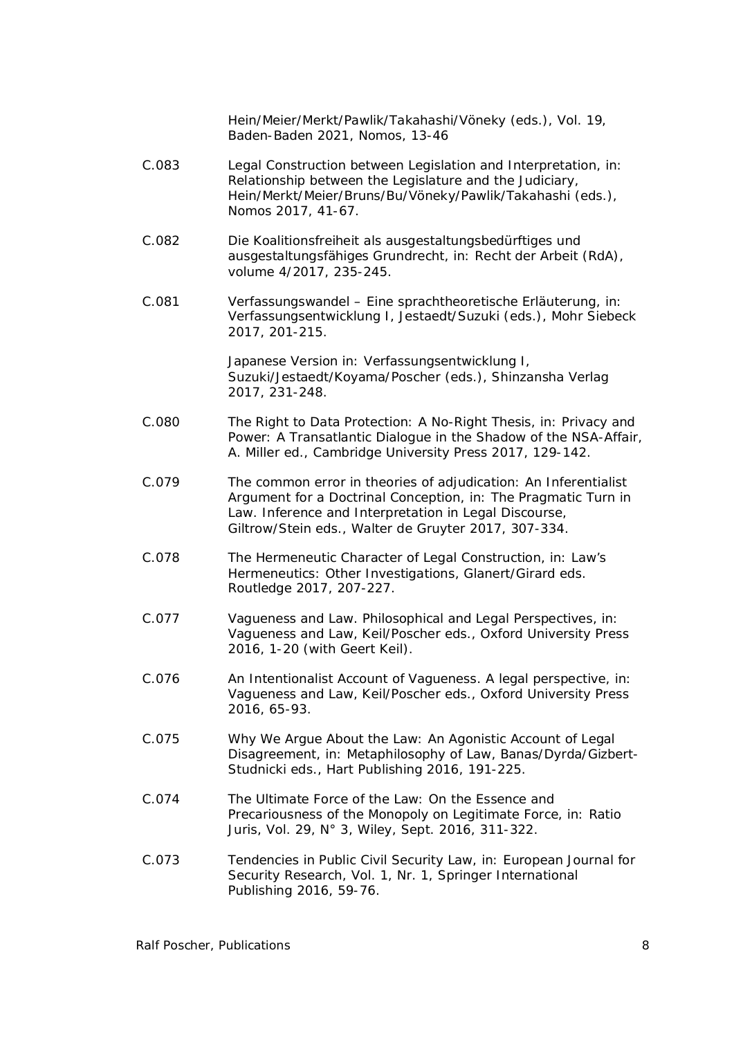Hein/Meier/Merkt/Pawlik/Takahashi/Vöneky (eds.), Vol. 19, Baden-Baden 2021, Nomos, 13-46

C.083 Legal Construction between Legislation and Interpretation, in: Relationship between the Legislature and the Judiciary, Hein/Merkt/Meier/Bruns/Bu/Vöneky/Pawlik/Takahashi (eds.), Nomos 2017, 41-67.

C.082 Die Koalitionsfreiheit als ausgestaltungsbedürftiges und ausgestaltungsfähiges Grundrecht, in: Recht der Arbeit (RdA), volume 4/2017, 235-245.

C.081 Verfassungswandel – Eine sprachtheoretische Erläuterung, in: Verfassungsentwicklung I, Jestaedt/Suzuki (eds.), Mohr Siebeck 2017, 201-215.

Japanese Version in: Verfassungsentwicklung I, Suzuki/Jestaedt/Koyama/Poscher (eds.), Shinzansha Verlag 2017, 231-248.

C.080 The Right to Data Protection: A No-Right Thesis, in: Privacy and Power: A Transatlantic Dialogue in the Shadow of the NSA-Affair, A. Miller ed., Cambridge University Press 2017, 129-142.

C.079 The common error in theories of adjudication: An Inferentialist Argument for a Doctrinal Conception, in: The Pragmatic Turn in Law. Inference and Interpretation in Legal Discourse, Giltrow/Stein eds., Walter de Gruyter 2017, 307-334.

C.078 The Hermeneutic Character of Legal Construction, in: Law's Hermeneutics: Other Investigations, Glanert/Girard eds. Routledge 2017, 207-227.

C.077 Vagueness and Law. Philosophical and Legal Perspectives, in: Vagueness and Law, Keil/Poscher eds., Oxford University Press 2016, 1-20 (with Geert Keil).

C.076 An Intentionalist Account of Vagueness. A legal perspective, in: Vagueness and Law, Keil/Poscher eds., Oxford University Press 2016, 65-93.

C.075 Why We Argue About the Law: An Agonistic Account of Legal Disagreement, in: Metaphilosophy of Law, Banas/Dyrda/Gizbert-Studnicki eds., Hart Publishing 2016, 191-225.

C.074 The Ultimate Force of the Law: On the Essence and Precariousness of the Monopoly on Legitimate Force, in: Ratio Juris, Vol. 29, N° 3, Wiley, Sept. 2016, 311-322.

C.073 Tendencies in Public Civil Security Law, in: European Journal for Security Research, Vol. 1, Nr. 1, Springer International Publishing 2016, 59-76.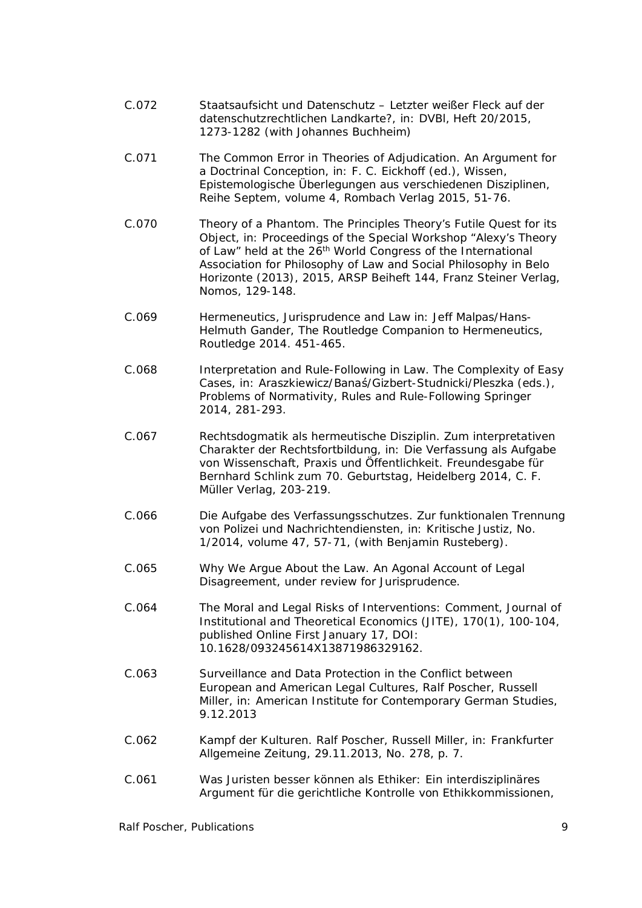C.072 Staatsaufsicht und Datenschutz – Letzter weißer Fleck auf der datenschutzrechtlichen Landkarte?, in: DVBl, Heft 20/2015, 1273-1282 (with Johannes Buchheim)

C.071 The Common Error in Theories of Adjudication. An Argument for a Doctrinal Conception, in: F. C. Eickhoff (ed.), Wissen, Epistemologische Überlegungen aus verschiedenen Disziplinen, Reihe Septem, volume 4, Rombach Verlag 2015, 51-76.

C.070 Theory of a Phantom. The Principles Theory's Futile Quest for its Object, in: Proceedings of the Special Workshop "Alexy's Theory of Law" held at the 26th World Congress of the International Association for Philosophy of Law and Social Philosophy in Belo Horizonte (2013), 2015, ARSP Beiheft 144, Franz Steiner Verlag, Nomos, 129-148.

C.069 Hermeneutics, Jurisprudence and Law in: Jeff Malpas/Hans-Helmuth Gander, The Routledge Companion to Hermeneutics, Routledge 2014. 451-465.

C.068 Interpretation and Rule-Following in Law. The Complexity of Easy Cases, in: Araszkiewicz/Banaś/Gizbert-Studnicki/Pleszka (eds.), Problems of Normativity, Rules and Rule-Following Springer 2014, 281-293.

C.067 Rechtsdogmatik als hermeutische Disziplin. Zum interpretativen Charakter der Rechtsfortbildung, in: Die Verfassung als Aufgabe von Wissenschaft, Praxis und Öffentlichkeit. Freundesgabe für Bernhard Schlink zum 70. Geburtstag, Heidelberg 2014, C. F. Müller Verlag, 203-219.

C.066 Die Aufgabe des Verfassungsschutzes. Zur funktionalen Trennung von Polizei und Nachrichtendiensten, in: Kritische Justiz, No. 1/2014, volume 47, 57-71, (with Benjamin Rusteberg).

C.065 Why We Argue About the Law. An Agonal Account of Legal Disagreement, under review for Jurisprudence.

C.064 The Moral and Legal Risks of Interventions: Comment, Journal of Institutional and Theoretical Economics (JITE), 170(1), 100-104, published Online First January 17, DOI: 10.1628/093245614X13871986329162.

C.063 Surveillance and Data Protection in the Conflict between European and American Legal Cultures, Ralf Poscher, Russell Miller, in: American Institute for Contemporary German Studies, 9.12.2013

C.062 Kampf der Kulturen. Ralf Poscher, Russell Miller, in: Frankfurter Allgemeine Zeitung, 29.11.2013, No. 278, p. 7.

C.061 Was Juristen besser können als Ethiker: Ein interdisziplinäres Argument für die gerichtliche Kontrolle von Ethikkommissionen,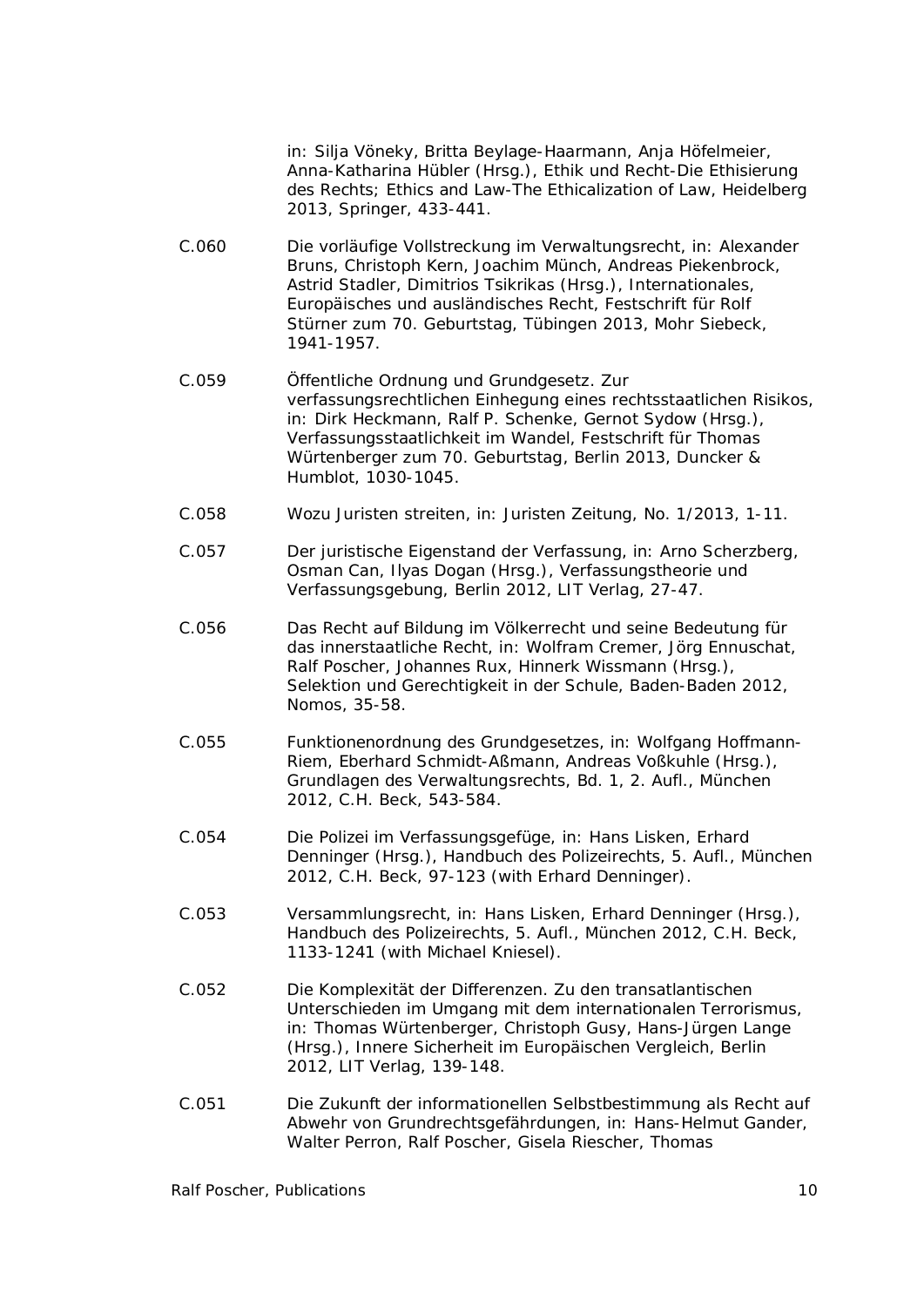in: Silja Vöneky, Britta Beylage-Haarmann, Anja Höfelmeier, Anna-Katharina Hübler (Hrsg.), Ethik und Recht-Die Ethisierung des Rechts; Ethics and Law-The Ethicalization of Law, Heidelberg 2013, Springer, 433-441.

C.060 Die vorläufige Vollstreckung im Verwaltungsrecht, in: Alexander Bruns, Christoph Kern, Joachim Münch, Andreas Piekenbrock, Astrid Stadler, Dimitrios Tsikrikas (Hrsg.), Internationales, Europäisches und ausländisches Recht, Festschrift für Rolf Stürner zum 70. Geburtstag, Tübingen 2013, Mohr Siebeck, 1941-1957.

C.059 Öffentliche Ordnung und Grundgesetz. Zur verfassungsrechtlichen Einhegung eines rechtsstaatlichen Risikos, in: Dirk Heckmann, Ralf P. Schenke, Gernot Sydow (Hrsg.), Verfassungsstaatlichkeit im Wandel, Festschrift für Thomas Würtenberger zum 70. Geburtstag, Berlin 2013, Duncker & Humblot, 1030-1045.

C.058 Wozu Juristen streiten, in: Juristen Zeitung, No. 1/2013, 1-11.

C.057 Der juristische Eigenstand der Verfassung, in: Arno Scherzberg, Osman Can, Ilyas Dogan (Hrsg.), Verfassungstheorie und Verfassungsgebung, Berlin 2012, LIT Verlag, 27-47.

C.056 Das Recht auf Bildung im Völkerrecht und seine Bedeutung für das innerstaatliche Recht, in: Wolfram Cremer, Jörg Ennuschat, Ralf Poscher, Johannes Rux, Hinnerk Wissmann (Hrsg.), Selektion und Gerechtigkeit in der Schule, Baden-Baden 2012, Nomos, 35-58.

C.055 Funktionenordnung des Grundgesetzes, in: Wolfgang Hoffmann-Riem, Eberhard Schmidt-Aßmann, Andreas Voßkuhle (Hrsg.), Grundlagen des Verwaltungsrechts, Bd. 1, 2. Aufl., München 2012, C.H. Beck, 543-584.

C.054 Die Polizei im Verfassungsgefüge, in: Hans Lisken, Erhard Denninger (Hrsg.), Handbuch des Polizeirechts, 5. Aufl., München 2012, C.H. Beck, 97-123 (with Erhard Denninger).

C.053 Versammlungsrecht, in: Hans Lisken, Erhard Denninger (Hrsg.), Handbuch des Polizeirechts, 5. Aufl., München 2012, C.H. Beck, 1133-1241 (with Michael Kniesel).

C.052 Die Komplexität der Differenzen. Zu den transatlantischen Unterschieden im Umgang mit dem internationalen Terrorismus, in: Thomas Würtenberger, Christoph Gusy, Hans-Jürgen Lange (Hrsg.), Innere Sicherheit im Europäischen Vergleich, Berlin 2012, LIT Verlag, 139-148.

C.051 Die Zukunft der informationellen Selbstbestimmung als Recht auf Abwehr von Grundrechtsgefährdungen, in: Hans-Helmut Gander, Walter Perron, Ralf Poscher, Gisela Riescher, Thomas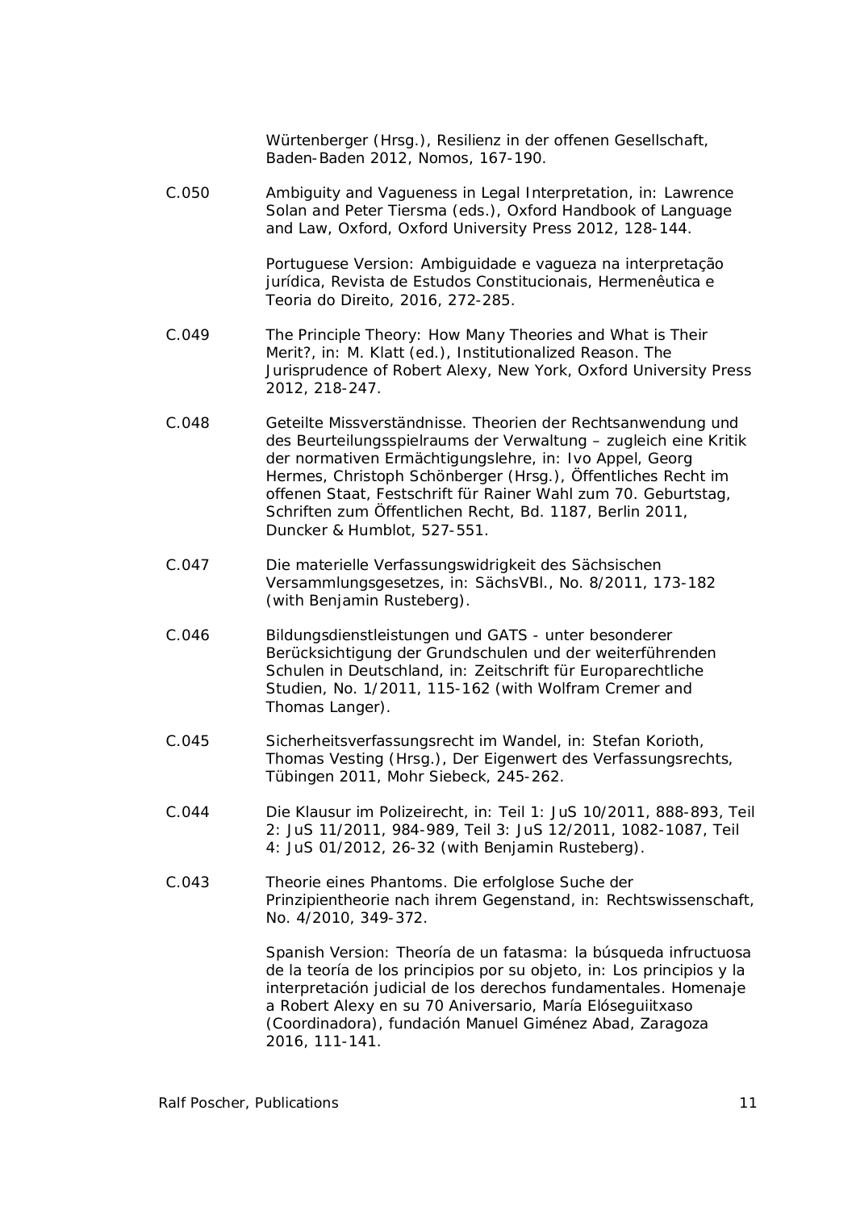Würtenberger (Hrsg.), Resilienz in der offenen Gesellschaft, Baden-Baden 2012, Nomos, 167-190.

C.050 Ambiguity and Vagueness in Legal Interpretation, in: Lawrence Solan and Peter Tiersma (eds.), Oxford Handbook of Language and Law, Oxford, Oxford University Press 2012, 128-144.

Portuguese Version: Ambiguidade e vagueza na interpretação jurídica, Revista de Estudos Constitucionais, Hermenêutica e Teoria do Direito, 2016, 272-285.

C.049 The Principle Theory: How Many Theories and What is Their Merit?, in: M. Klatt (ed.), Institutionalized Reason. The Jurisprudence of Robert Alexy, New York, Oxford University Press 2012, 218-247.

C.048 Geteilte Missverständnisse. Theorien der Rechtsanwendung und des Beurteilungsspielraums der Verwaltung – zugleich eine Kritik der normativen Ermächtigungslehre, in: Ivo Appel, Georg Hermes, Christoph Schönberger (Hrsg.), Öffentliches Recht im offenen Staat, Festschrift für Rainer Wahl zum 70. Geburtstag, Schriften zum Öffentlichen Recht, Bd. 1187, Berlin 2011, Duncker & Humblot, 527-551.

C.047 Die materielle Verfassungswidrigkeit des Sächsischen Versammlungsgesetzes, in: SächsVBl., No. 8/2011, 173-182 (with Benjamin Rusteberg).

C.046 Bildungsdienstleistungen und GATS - unter besonderer Berücksichtigung der Grundschulen und der weiterführenden Schulen in Deutschland, in: Zeitschrift für Europarechtliche Studien, No. 1/2011, 115-162 (with Wolfram Cremer and Thomas Langer).

C.045 Sicherheitsverfassungsrecht im Wandel, in: Stefan Korioth, Thomas Vesting (Hrsg.), Der Eigenwert des Verfassungsrechts, Tübingen 2011, Mohr Siebeck, 245-262.

C.044 Die Klausur im Polizeirecht, in: Teil 1: JuS 10/2011, 888-893, Teil 2: JuS 11/2011, 984-989, Teil 3: JuS 12/2011, 1082-1087, Teil 4: JuS 01/2012, 26-32 (with Benjamin Rusteberg).

C.043 Theorie eines Phantoms. Die erfolglose Suche der Prinzipientheorie nach ihrem Gegenstand, in: Rechtswissenschaft, No. 4/2010, 349-372.

Spanish Version: Theoría de un fatasma: la búsqueda infructuosa de la teoría de los principios por su objeto, in: Los principios y la interpretación judicial de los derechos fundamentales. Homenaje a Robert Alexy en su 70 Aniversario, María Elóseguiitxaso (Coordinadora), fundación Manuel Giménez Abad, Zaragoza 2016, 111-141.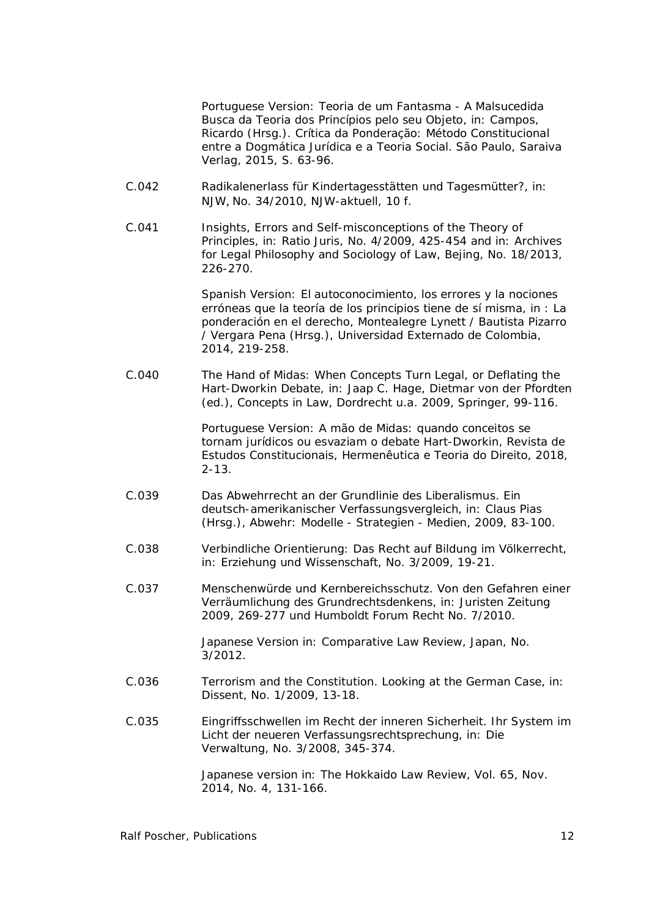Portuguese Version: Teoria de um Fantasma - A Malsucedida Busca da Teoria dos Princípios pelo seu Objeto, in: Campos, Ricardo (Hrsg.). Crítica da Ponderação: Método Constitucional entre a Dogmática Jurídica e a Teoria Social. São Paulo, Saraiva Verlag, 2015, S. 63-96.

C.042 Radikalenerlass für Kindertagesstätten und Tagesmütter?, in: NJW, No. 34/2010, NJW-aktuell, 10 f.

C.041 Insights, Errors and Self-misconceptions of the Theory of Principles, in: Ratio Juris, No. 4/2009, 425-454 and in: Archives for Legal Philosophy and Sociology of Law, Bejing, No. 18/2013, 226-270.

Spanish Version: El autoconocimiento, los errores y la nociones erróneas que la teoría de los principios tiene de sí misma, in : La ponderación en el derecho, Montealegre Lynett / Bautista Pizarro / Vergara Pena (Hrsg.), Universidad Externado de Colombia, 2014, 219-258.

C.040 The Hand of Midas: When Concepts Turn Legal, or Deflating the Hart-Dworkin Debate, in: Jaap C. Hage, Dietmar von der Pfordten (ed.), Concepts in Law, Dordrecht u.a. 2009, Springer, 99-116.

Portuguese Version: A mão de Midas: quando conceitos se tornam jurídicos ou esvaziam o debate Hart-Dworkin, Revista de Estudos Constitucionais, Hermenêutica e Teoria do Direito, 2018, 2-13.

C.039 Das Abwehrrecht an der Grundlinie des Liberalismus. Ein deutsch-amerikanischer Verfassungsvergleich, in: Claus Pias (Hrsg.), Abwehr: Modelle - Strategien - Medien, 2009, 83-100.

C.038 Verbindliche Orientierung: Das Recht auf Bildung im Völkerrecht, in: Erziehung und Wissenschaft, No. 3/2009, 19-21.

C.037 Menschenwürde und Kernbereichsschutz. Von den Gefahren einer Verräumlichung des Grundrechtsdenkens, in: Juristen Zeitung 2009, 269-277 und Humboldt Forum Recht No. 7/2010.

Japanese Version in: Comparative Law Review, Japan, No. 3/2012.

C.036 Terrorism and the Constitution. Looking at the German Case, in: Dissent, No. 1/2009, 13-18.

C.035 Eingriffsschwellen im Recht der inneren Sicherheit. Ihr System im Licht der neueren Verfassungsrechtsprechung, in: Die Verwaltung, No. 3/2008, 345-374.

Japanese version in: The Hokkaido Law Review, Vol. 65, Nov. 2014, No. 4, 131-166.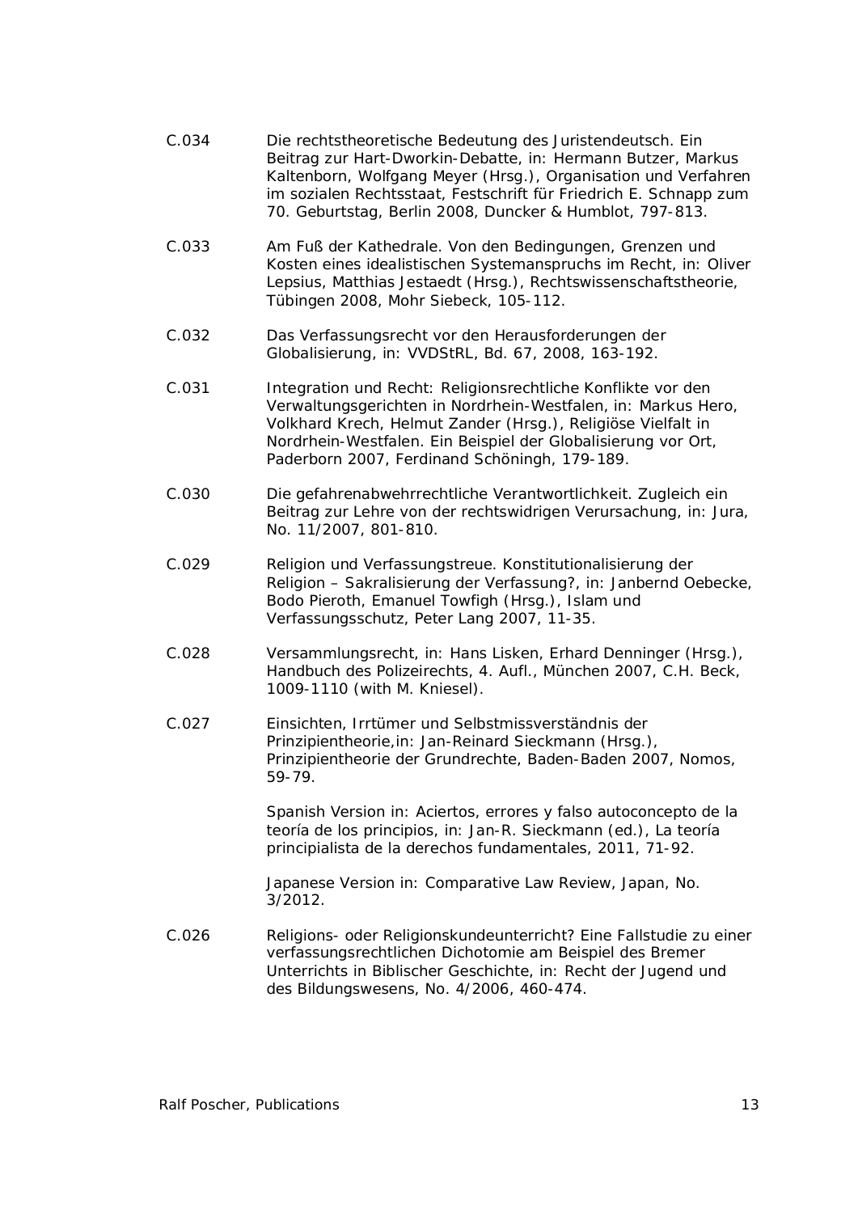C.034 Die rechtstheoretische Bedeutung des Juristendeutsch. Ein Beitrag zur Hart-Dworkin-Debatte, in: Hermann Butzer, Markus Kaltenborn, Wolfgang Meyer (Hrsg.), Organisation und Verfahren im sozialen Rechtsstaat, Festschrift für Friedrich E. Schnapp zum 70. Geburtstag, Berlin 2008, Duncker & Humblot, 797-813.

C.033 Am Fuß der Kathedrale. Von den Bedingungen, Grenzen und Kosten eines idealistischen Systemanspruchs im Recht, in: Oliver Lepsius, Matthias Jestaedt (Hrsg.), Rechtswissenschaftstheorie, Tübingen 2008, Mohr Siebeck, 105-112.

C.032 Das Verfassungsrecht vor den Herausforderungen der Globalisierung, in: VVDStRL, Bd. 67, 2008, 163-192.

C.031 Integration und Recht: Religionsrechtliche Konflikte vor den Verwaltungsgerichten in Nordrhein-Westfalen, in: Markus Hero, Volkhard Krech, Helmut Zander (Hrsg.), Religiöse Vielfalt in Nordrhein-Westfalen. Ein Beispiel der Globalisierung vor Ort, Paderborn 2007, Ferdinand Schöningh, 179-189.

C.030 Die gefahrenabwehrrechtliche Verantwortlichkeit. Zugleich ein Beitrag zur Lehre von der rechtswidrigen Verursachung, in: Jura, No. 11/2007, 801-810.

C.029 Religion und Verfassungstreue. Konstitutionalisierung der Religion – Sakralisierung der Verfassung?, in: Janbernd Oebecke, Bodo Pieroth, Emanuel Towfigh (Hrsg.), Islam und Verfassungsschutz, Peter Lang 2007, 11-35.

C.028 Versammlungsrecht, in: Hans Lisken, Erhard Denninger (Hrsg.), Handbuch des Polizeirechts, 4. Aufl., München 2007, C.H. Beck, 1009-1110 (with M. Kniesel).

C.027 Einsichten, Irrtümer und Selbstmissverständnis der Prinzipientheorie,in: Jan-Reinard Sieckmann (Hrsg.), Prinzipientheorie der Grundrechte, Baden-Baden 2007, Nomos, 59-79.

Spanish Version in: Aciertos, errores y falso autoconcepto de la teoría de los principios, in: Jan-R. Sieckmann (ed.), La teoría principialista de la derechos fundamentales, 2011, 71-92.

Japanese Version in: Comparative Law Review, Japan, No. 3/2012.

C.026 Religions- oder Religionskundeunterricht? Eine Fallstudie zu einer verfassungsrechtlichen Dichotomie am Beispiel des Bremer Unterrichts in Biblischer Geschichte, in: Recht der Jugend und des Bildungswesens, No. 4/2006, 460-474.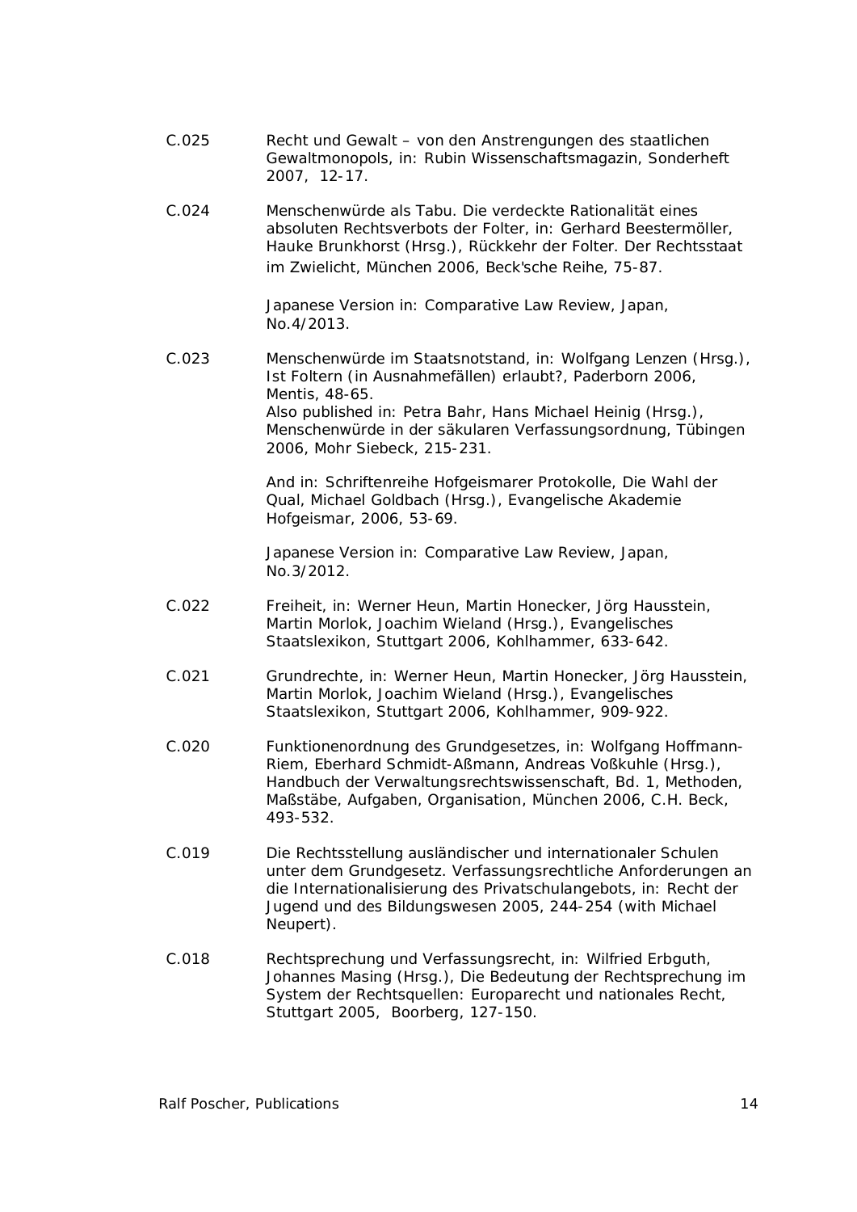C.025 Recht und Gewalt – von den Anstrengungen des staatlichen Gewaltmonopols, in: Rubin Wissenschaftsmagazin, Sonderheft 2007, 12-17.

C.024 Menschenwürde als Tabu. Die verdeckte Rationalität eines absoluten Rechtsverbots der Folter, in: Gerhard Beestermöller, Hauke Brunkhorst (Hrsg.), Rückkehr der Folter. Der Rechtsstaat im Zwielicht, München 2006, Beck'sche Reihe, 75-87.

Japanese Version in: Comparative Law Review, Japan, No.4/2013.

C.023 Menschenwürde im Staatsnotstand, in: Wolfgang Lenzen (Hrsg.), Ist Foltern (in Ausnahmefällen) erlaubt?, Paderborn 2006, Mentis, 48-65.
Also published in: Petra Bahr, Hans Michael Heinig (Hrsg.), Menschenwürde in der säkularen Verfassungsordnung, Tübingen 2006, Mohr Siebeck, 215-231.

And in: Schriftenreihe Hofgeismarer Protokolle, Die Wahl der Qual, Michael Goldbach (Hrsg.), Evangelische Akademie Hofgeismar, 2006, 53-69.

Japanese Version in: Comparative Law Review, Japan, No.3/2012.

C.022 Freiheit, in: Werner Heun, Martin Honecker, Jörg Hausstein, Martin Morlok, Joachim Wieland (Hrsg.), Evangelisches Staatslexikon, Stuttgart 2006, Kohlhammer, 633-642.

C.021 Grundrechte, in: Werner Heun, Martin Honecker, Jörg Hausstein, Martin Morlok, Joachim Wieland (Hrsg.), Evangelisches Staatslexikon, Stuttgart 2006, Kohlhammer, 909-922.

C.020 Funktionenordnung des Grundgesetzes, in: Wolfgang Hoffmann-Riem, Eberhard Schmidt-Aßmann, Andreas Voßkuhle (Hrsg.), Handbuch der Verwaltungsrechtswissenschaft, Bd. 1, Methoden, Maßstäbe, Aufgaben, Organisation, München 2006, C.H. Beck, 493-532.

C.019 Die Rechtsstellung ausländischer und internationaler Schulen unter dem Grundgesetz. Verfassungsrechtliche Anforderungen an die Internationalisierung des Privatschulangebots, in: Recht der Jugend und des Bildungswesen 2005, 244-254 (with Michael Neupert).

C.018 Rechtsprechung und Verfassungsrecht, in: Wilfried Erbguth, Johannes Masing (Hrsg.), Die Bedeutung der Rechtsprechung im System der Rechtsquellen: Europarecht und nationales Recht, Stuttgart 2005, Boorberg, 127-150.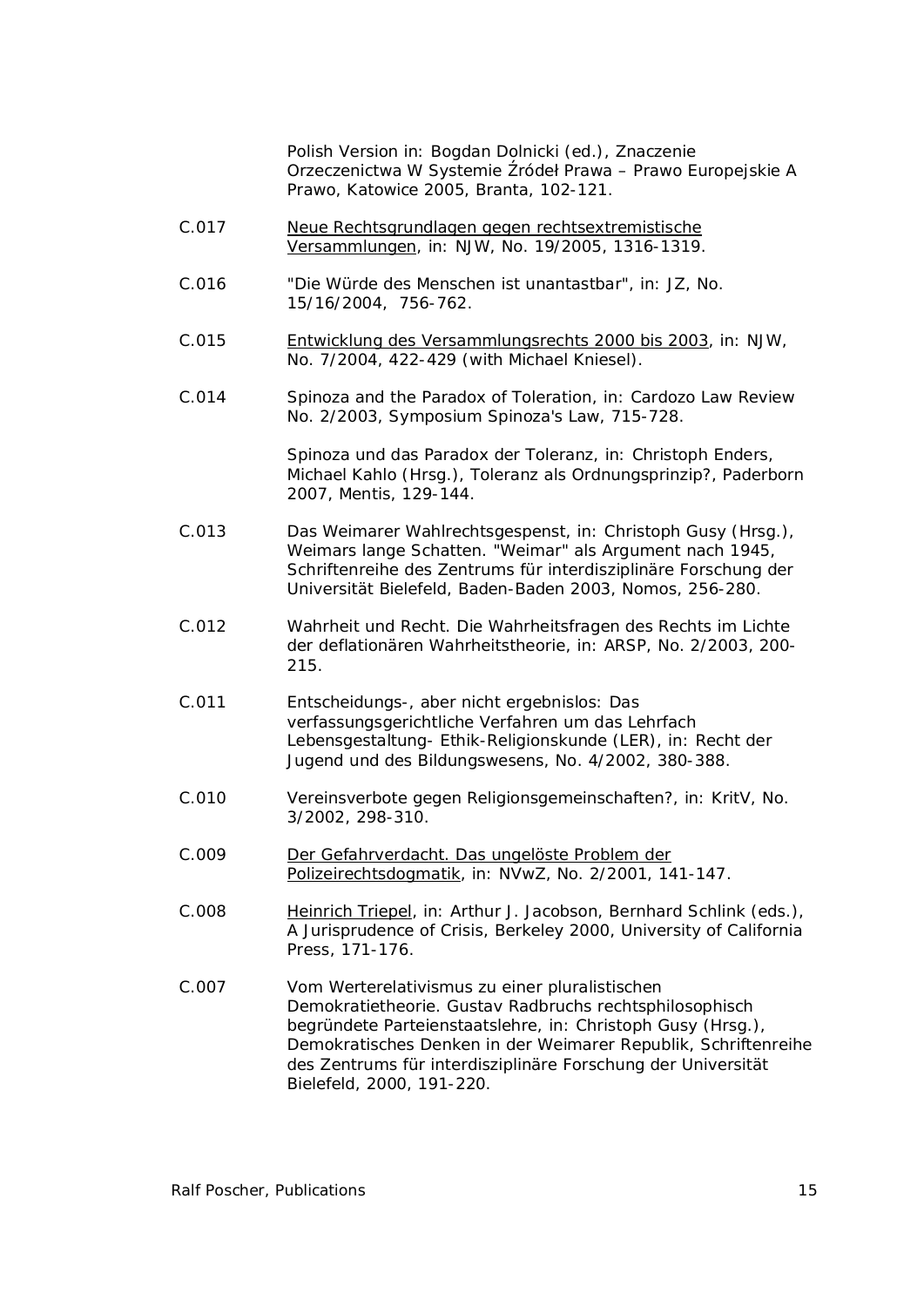Polish Version in: Bogdan Dolnicki (ed.), Znaczenie Orzeczenictwa W Systemie Źródeł Prawa – Prawo Europejskie A Prawo, Katowice 2005, Branta, 102-121.

C.017 Neue Rechtsgrundlagen gegen rechtsextremistische Versammlungen, in: NJW, No. 19/2005, 1316-1319.

C.016 "Die Würde des Menschen ist unantastbar", in: JZ, No. 15/16/2004, 756-762.

C.015 Entwicklung des Versammlungsrechts 2000 bis 2003, in: NJW, No. 7/2004, 422-429 (with Michael Kniesel).

C.014 Spinoza and the Paradox of Toleration, in: Cardozo Law Review No. 2/2003, Symposium Spinoza's Law, 715-728.

Spinoza und das Paradox der Toleranz, in: Christoph Enders, Michael Kahlo (Hrsg.), Toleranz als Ordnungsprinzip?, Paderborn 2007, Mentis, 129-144.

C.013 Das Weimarer Wahlrechtsgespenst, in: Christoph Gusy (Hrsg.), Weimars lange Schatten. "Weimar" als Argument nach 1945, Schriftenreihe des Zentrums für interdisziplinäre Forschung der Universität Bielefeld, Baden-Baden 2003, Nomos, 256-280.

C.012 Wahrheit und Recht. Die Wahrheitsfragen des Rechts im Lichte der deflationären Wahrheitstheorie, in: ARSP, No. 2/2003, 200-215.

C.011 Entscheidungs-, aber nicht ergebnislos: Das verfassungsgerichtliche Verfahren um das Lehrfach Lebensgestaltung- Ethik-Religionskunde (LER), in: Recht der Jugend und des Bildungswesens, No. 4/2002, 380-388.

C.010 Vereinsverbote gegen Religionsgemeinschaften?, in: KritV, No. 3/2002, 298-310.

C.009 Der Gefahrverdacht. Das ungelöste Problem der Polizeirechtsdogmatik, in: NVwZ, No. 2/2001, 141-147.

C.008 Heinrich Triepel, in: Arthur J. Jacobson, Bernhard Schlink (eds.), A Jurisprudence of Crisis, Berkeley 2000, University of California Press, 171-176.

C.007 Vom Werterelativismus zu einer pluralistischen Demokratietheorie. Gustav Radbruchs rechtsphilosophisch begründete Parteienstaatslehre, in: Christoph Gusy (Hrsg.), Demokratisches Denken in der Weimarer Republik, Schriftenreihe des Zentrums für interdisziplinäre Forschung der Universität Bielefeld, 2000, 191-220.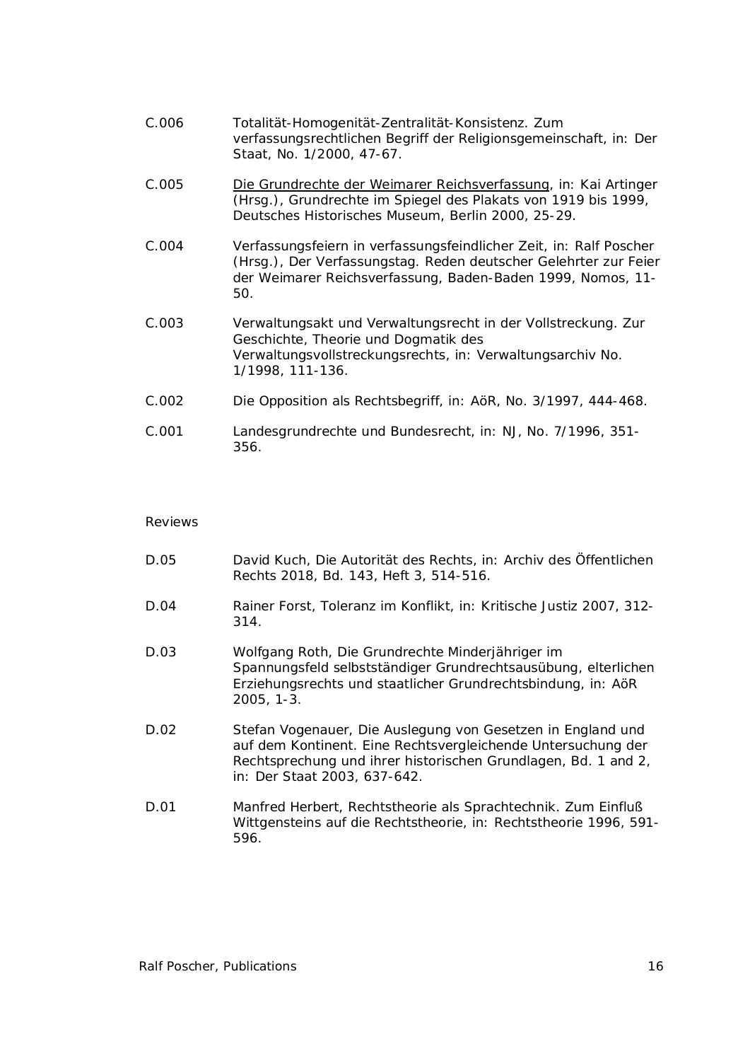C.006 Totalität-Homogenität-Zentralität-Konsistenz. Zum verfassungsrechtlichen Begriff der Religionsgemeinschaft, in: Der Staat, No. 1/2000, 47-67.

C.005 Die Grundrechte der Weimarer Reichsverfassung, in: Kai Artinger (Hrsg.), Grundrechte im Spiegel des Plakats von 1919 bis 1999, Deutsches Historisches Museum, Berlin 2000, 25-29.

C.004 Verfassungsfeiern in verfassungsfeindlicher Zeit, in: Ralf Poscher (Hrsg.), Der Verfassungstag. Reden deutscher Gelehrter zur Feier der Weimarer Reichsverfassung, Baden-Baden 1999, Nomos, 11-50.

C.003 Verwaltungsakt und Verwaltungsrecht in der Vollstreckung. Zur Geschichte, Theorie und Dogmatik des Verwaltungsvollstreckungsrechts, in: Verwaltungsarchiv No. 1/1998, 111-136.

C.002 Die Opposition als Rechtsbegriff, in: AöR, No. 3/1997, 444-468.

C.001 Landesgrundrechte und Bundesrecht, in: NJ, No. 7/1996, 351-356.

## Reviews

D.05 David Kuch, Die Autorität des Rechts, in: Archiv des Öffentlichen Rechts 2018, Bd. 143, Heft 3, 514-516.

D.04 Rainer Forst, Toleranz im Konflikt, in: Kritische Justiz 2007, 312-314.

D.03 Wolfgang Roth, Die Grundrechte Minderjähriger im Spannungsfeld selbstständiger Grundrechtsausübung, elterlichen Erziehungsrechts und staatlicher Grundrechtsbindung, in: AöR 2005, 1-3.

D.02 Stefan Vogenauer, Die Auslegung von Gesetzen in England und auf dem Kontinent. Eine Rechtsvergleichende Untersuchung der Rechtsprechung und ihrer historischen Grundlagen, Bd. 1 and 2, in: Der Staat 2003, 637-642.

D.01 Manfred Herbert, Rechtstheorie als Sprachtechnik. Zum Einfluß Wittgensteins auf die Rechtstheorie, in: Rechtstheorie 1996, 591-596.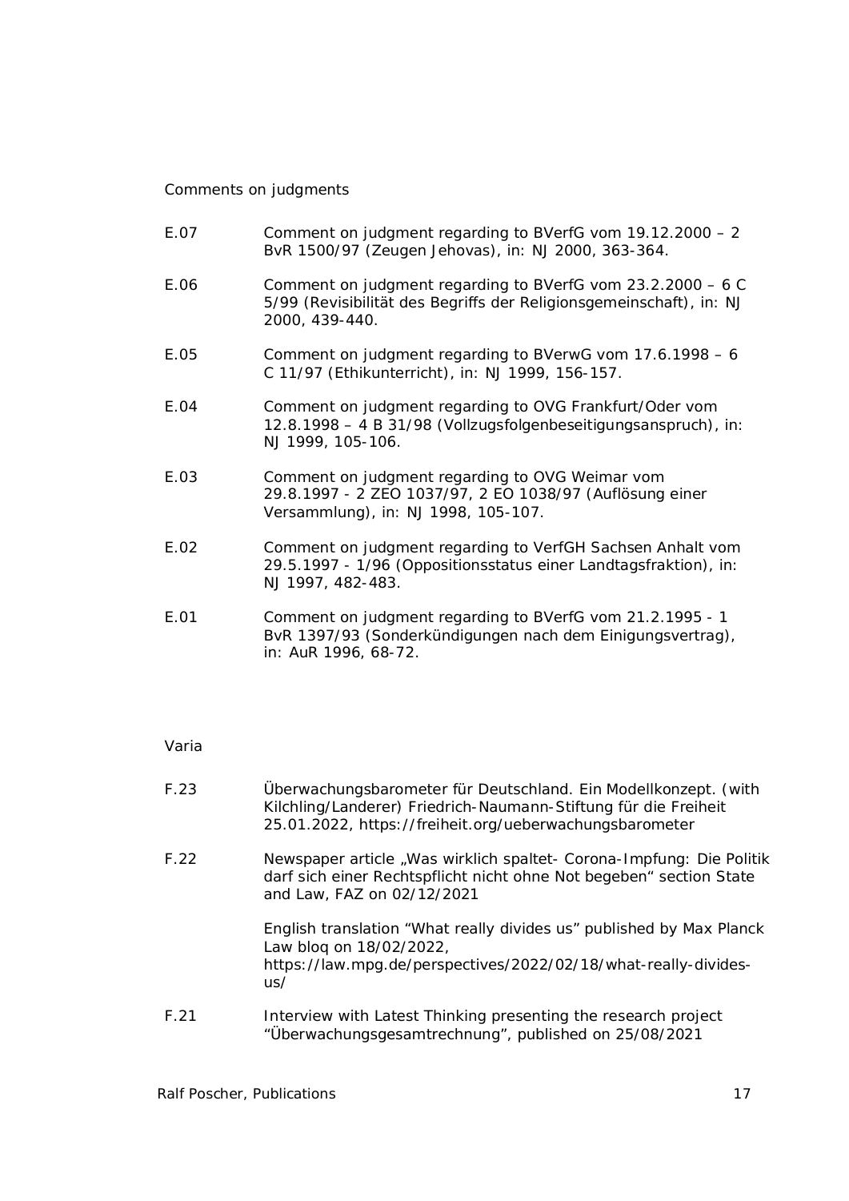## Comments on judgments

E.07 Comment on judgment regarding to BVerfG vom 19.12.2000 – 2 BvR 1500/97 (Zeugen Jehovas), in: NJ 2000, 363-364.

E.06 Comment on judgment regarding to BVerfG vom 23.2.2000 – 6 C 5/99 (Revisibilität des Begriffs der Religionsgemeinschaft), in: NJ 2000, 439-440.

E.05 Comment on judgment regarding to BVerwG vom 17.6.1998 – 6 C 11/97 (Ethikunterricht), in: NJ 1999, 156-157.

E.04 Comment on judgment regarding to OVG Frankfurt/Oder vom 12.8.1998 – 4 B 31/98 (Vollzugsfolgenbeseitigungsanspruch), in: NJ 1999, 105-106.

E.03 Comment on judgment regarding to OVG Weimar vom 29.8.1997 - 2 ZEO 1037/97, 2 EO 1038/97 (Auflösung einer Versammlung), in: NJ 1998, 105-107.

E.02 Comment on judgment regarding to VerfGH Sachsen Anhalt vom 29.5.1997 - 1/96 (Oppositionsstatus einer Landtagsfraktion), in: NJ 1997, 482-483.

E.01 Comment on judgment regarding to BVerfG vom 21.2.1995 - 1 BvR 1397/93 (Sonderkündigungen nach dem Einigungsvertrag), in: AuR 1996, 68-72.

## Varia

F.23 Überwachungsbarometer für Deutschland. Ein Modellkonzept. (with Kilchling/Landerer) Friedrich-Naumann-Stiftung für die Freiheit 25.01.2022, https://freiheit.org/ueberwachungsbarometer

F.22 Newspaper article „Was wirklich spaltet- Corona-Impfung: Die Politik darf sich einer Rechtspflicht nicht ohne Not begeben" section State and Law, FAZ on 02/12/2021

English translation "What really divides us" published by Max Planck Law blog on 18/02/2022, https://law.mpg.de/perspectives/2022/02/18/what-really-divides-us/

F.21 Interview with Latest Thinking presenting the research project "Überwachungsgesamtrechnung", published on 25/08/2021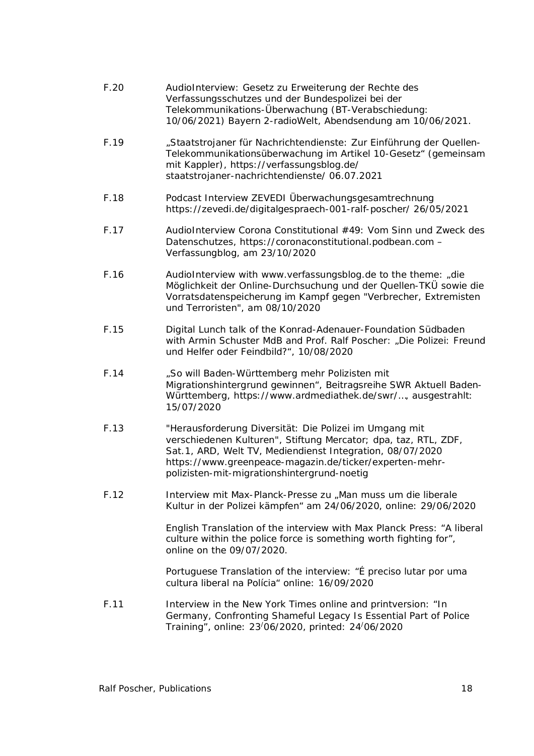F.20 AudioInterview: Gesetz zu Erweiterung der Rechte des Verfassungsschutzes und der Bundespolizei bei der Telekommunikations-Überwachung (BT-Verabschiedung: 10/06/2021) Bayern 2-radioWelt, Abendsendung am 10/06/2021.

F.19 „Staatstrojaner für Nachrichtendienste: Zur Einführung der Quellen-Telekommunikationsüberwachung im Artikel 10-Gesetz" (gemeinsam mit Kappler), https://verfassungsblog.de/ staatstrojaner-nachrichtendienste/ 06.07.2021

F.18 Podcast Interview ZEVEDI Überwachungsgesamtrechnung https://zevedi.de/digitalgespraech-001-ralf-poscher/ 26/05/2021

F.17 AudioInterview Corona Constitutional #49: Vom Sinn und Zweck des Datenschutzes, https://coronaconstitutional.podbean.com – Verfassungblog, am 23/10/2020

F.16 AudioInterview with www.verfassungsblog.de to the theme: „die Möglichkeit der Online-Durchsuchung und der Quellen-TKÜ sowie die Vorratsdatenspeicherung im Kampf gegen "Verbrecher, Extremisten und Terroristen", am 08/10/2020

F.15 Digital Lunch talk of the Konrad-Adenauer-Foundation Südbaden with Armin Schuster MdB and Prof. Ralf Poscher: „Die Polizei: Freund und Helfer oder Feindbild?", 10/08/2020

F.14 „So will Baden-Württemberg mehr Polizisten mit Migrationshintergrund gewinnen", Beitragsreihe SWR Aktuell Baden-Württemberg, https://www.ardmediathek.de/swr/…, ausgestrahlt: 15/07/2020

F.13 "Herausforderung Diversität: Die Polizei im Umgang mit verschiedenen Kulturen", Stiftung Mercator; dpa, taz, RTL, ZDF, Sat.1, ARD, Welt TV, Mediendienst Integration, 08/07/2020 https://www.greenpeace-magazin.de/ticker/experten-mehr-polizisten-mit-migrationshintergrund-noetig

F.12 Interview mit Max-Planck-Presse zu „Man muss um die liberale Kultur in der Polizei kämpfen" am 24/06/2020, online: 29/06/2020

English Translation of the interview with Max Planck Press: "A liberal culture within the police force is something worth fighting for", online on the 09/07/2020.

Portuguese Translation of the interview: "É preciso lutar por uma cultura liberal na Polícia" online: 16/09/2020

F.11 Interview in the New York Times online and printversion: "In Germany, Confronting Shameful Legacy Is Essential Part of Police Training", online: 23/06/2020, printed: 24/06/2020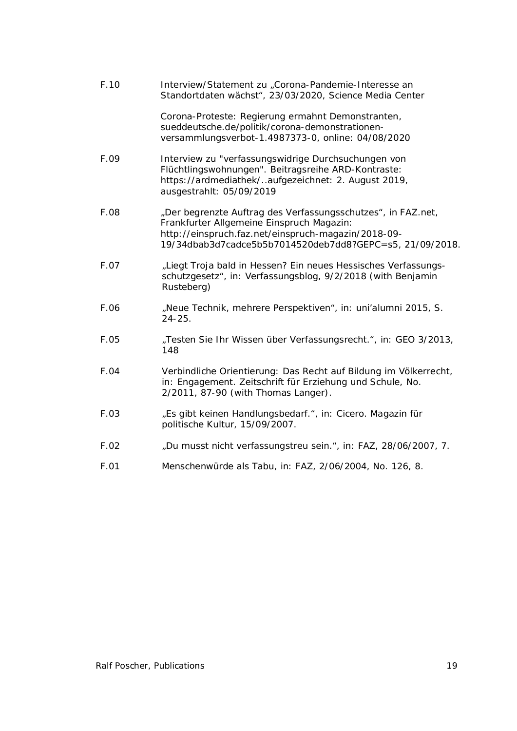F.10 Interview/Statement zu „Corona-Pandemie-Interesse an Standortdaten wächst“, 23/03/2020, Science Media Center

Corona-Proteste: Regierung ermahnt Demonstranten, sueddeutsche.de/politik/corona-demonstrationen-versammlungsverbot-1.4987373-0, online: 04/08/2020

F.09 Interview zu "verfassungswidrige Durchsuchungen von Flüchtlingswohnungen". Beitragsreihe ARD-Kontraste: https://ardmediathek/..aufgezeichnet: 2. August 2019, ausgestrahlt: 05/09/2019

F.08 „Der begrenzte Auftrag des Verfassungsschutzes“, in FAZ.net, Frankfurter Allgemeine Einspruch Magazin: http://einspruch.faz.net/einspruch-magazin/2018-09-19/34dbab3d7cadce5b5b7014520deb7dd8?GEPC=s5, 21/09/2018.

F.07 „Liegt Troja bald in Hessen? Ein neues Hessisches Verfassungsschutzgesetz“, in: Verfassungsblog, 9/2/2018 (with Benjamin Rusteberg)

F.06 „Neue Technik, mehrere Perspektiven“, in: uni'alumni 2015, S. 24-25.

F.05 „Testen Sie Ihr Wissen über Verfassungsrecht.“, in: GEO 3/2013, 148

F.04 Verbindliche Orientierung: Das Recht auf Bildung im Völkerrecht, in: Engagement. Zeitschrift für Erziehung und Schule, No. 2/2011, 87-90 (with Thomas Langer).

F.03 „Es gibt keinen Handlungsbedarf.“, in: Cicero. Magazin für politische Kultur, 15/09/2007.

F.02 „Du musst nicht verfassungstreu sein.“, in: FAZ, 28/06/2007, 7.

F.01 Menschenwürde als Tabu, in: FAZ, 2/06/2004, No. 126, 8.